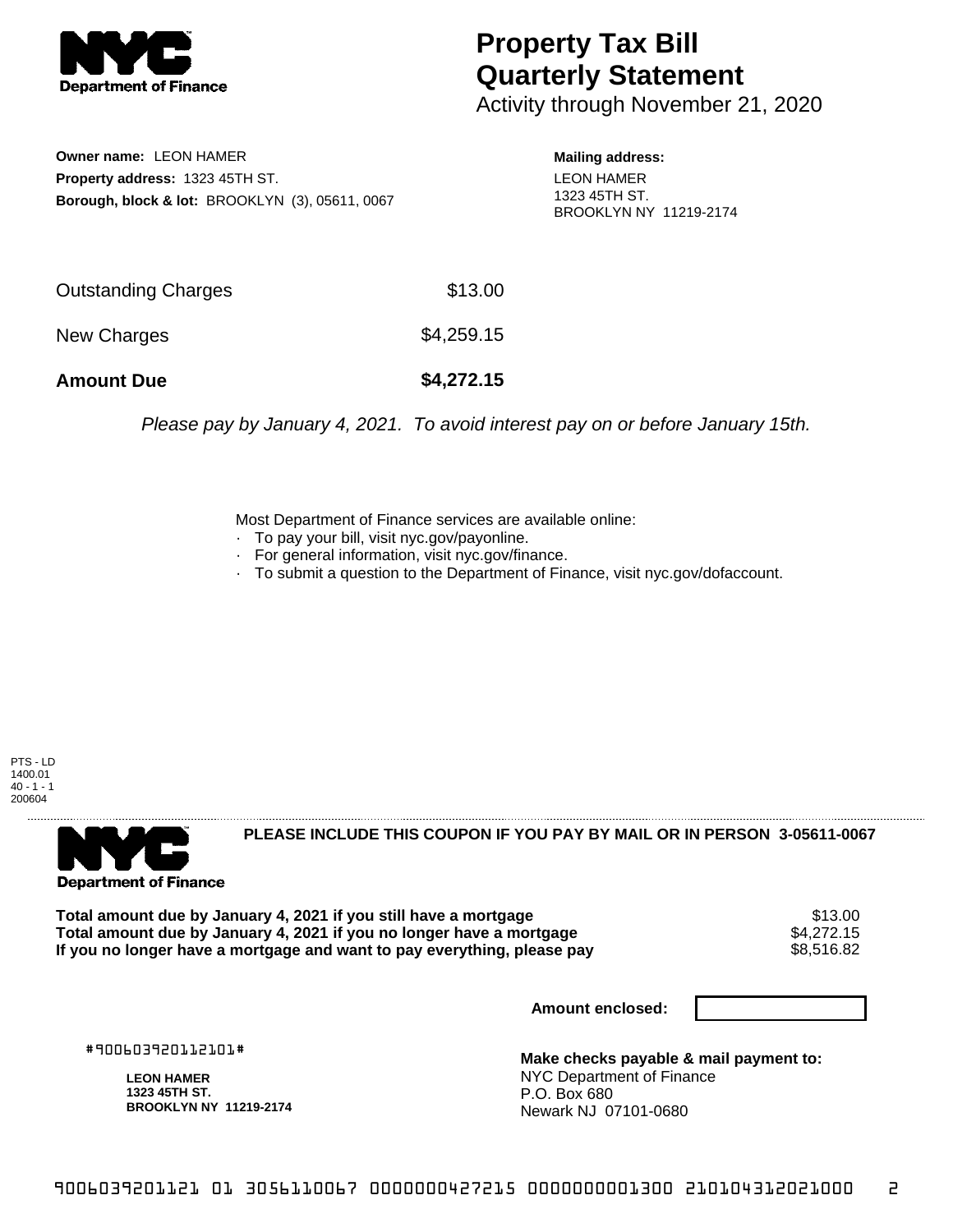# Property Tax Bill Quarterly Statement

Activity through November 21, 2020

**Owner name:** LEON HAMER
**Property address:** 1323 45TH ST.
**Borough, block & lot:** BROOKLYN (3), 05611, 0067

**Mailing address:**
LEON HAMER
1323 45TH ST.
BROOKLYN NY 11219-2174

| | |
|---|---|
| Outstanding Charges | $13.00 |
| New Charges | $4,259.15 |
| **Amount Due** | **$4,272.15** |

*Please pay by January 4, 2021. To avoid interest pay on or before January 15th.*

Most Department of Finance services are available online:
- To pay your bill, visit nyc.gov/payonline.
- For general information, visit nyc.gov/finance.
- To submit a question to the Department of Finance, visit nyc.gov/dofaccount.

PTS - LD
1400.01
40 - 1 - 1
200604

**PLEASE INCLUDE THIS COUPON IF YOU PAY BY MAIL OR IN PERSON 3-05611-0067**

| | |
|---|---|
| **Total amount due by January 4, 2021 if you still have a mortgage** | $13.00 |
| **Total amount due by January 4, 2021 if you no longer have a mortgage** | $4,272.15 |
| **If you no longer have a mortgage and want to pay everything, please pay** | $8,516.82 |

**Amount enclosed:**

#900603920112101#

**LEON HAMER**
**1323 45TH ST.**
**BROOKLYN NY 11219-2174**

**Make checks payable & mail payment to:**
NYC Department of Finance
P.O. Box 680
Newark NJ 07101-0680

9006039201121 01 3056110067 0000000427215 0000000001300 210104312021000 2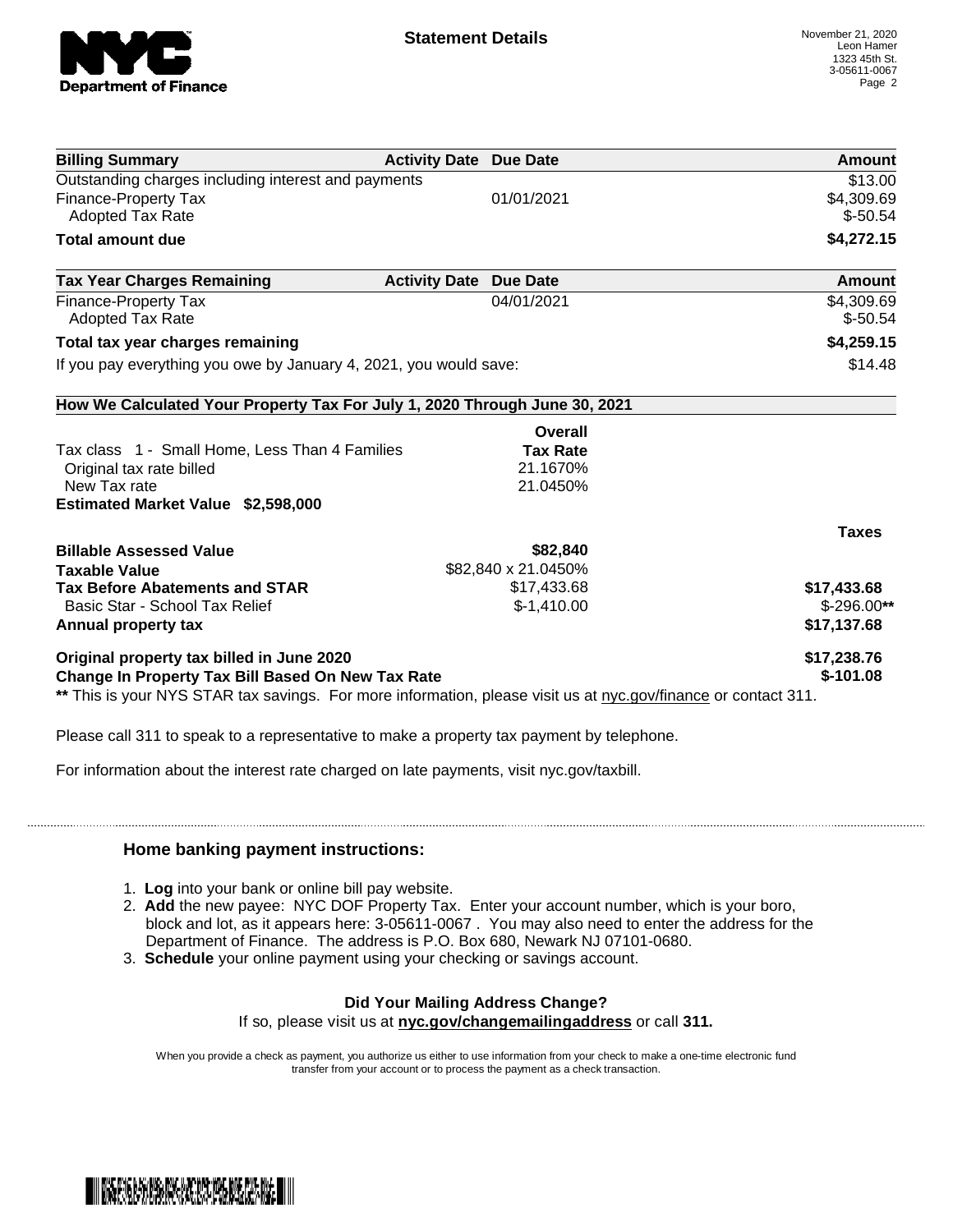Statement Details

November 21, 2020
Leon Hamer
1323 45th St.
3-05611-0067

| Billing Summary | Activity Date | Due Date | Amount |
|---|---|---|---|
| Outstanding charges including interest and payments | | | $13.00 |
| Finance-Property Tax | | 01/01/2021 | $4,309.69 |
| Adopted Tax Rate | | | $-50.54 |
| **Total amount due** | | | **$4,272.15** |

| Tax Year Charges Remaining | Activity Date | Due Date | Amount |
|---|---|---|---|
| Finance-Property Tax | | 04/01/2021 | $4,309.69 |
| Adopted Tax Rate | | | $-50.54 |
| **Total tax year charges remaining** | | | **$4,259.15** |
| If you pay everything you owe by January 4, 2021, you would save: | | | $14.48 |

**How We Calculated Your Property Tax For July 1, 2020 Through June 30, 2021**

| | Overall Tax Rate | Taxes |
|---|---|---|
| Tax class 1 - Small Home, Less Than 4 Families | | |
| Original tax rate billed | 21.1670% | |
| New Tax rate | 21.0450% | |
| **Estimated Market Value $2,598,000** | | |
| **Billable Assessed Value** | **$82,840** | |
| **Taxable Value** | $82,840 x 21.0450% | |
| **Tax Before Abatements and STAR** | $17,433.68 | **$17,433.68** |
| Basic Star - School Tax Relief | $-1,410.00 | $-296.00** |
| **Annual property tax** | | **$17,137.68** |
| **Original property tax billed in June 2020** | | **$17,238.76** |
| **Change In Property Tax Bill Based On New Tax Rate** | | **$-101.08** |

** This is your NYS STAR tax savings. For more information, please visit us at nyc.gov/finance or contact 311.

Please call 311 to speak to a representative to make a property tax payment by telephone.

For information about the interest rate charged on late payments, visit nyc.gov/taxbill.

### Home banking payment instructions:

1. **Log** into your bank or online bill pay website.
2. **Add** the new payee: NYC DOF Property Tax. Enter your account number, which is your boro, block and lot, as it appears here: 3-05611-0067 . You may also need to enter the address for the Department of Finance. The address is P.O. Box 680, Newark NJ 07101-0680.
3. **Schedule** your online payment using your checking or savings account.

**Did Your Mailing Address Change?**

If so, please visit us at **nyc.gov/changemailingaddress** or call **311.**

When you provide a check as payment, you authorize us either to use information from your check to make a one-time electronic fund transfer from your account or to process the payment as a check transaction.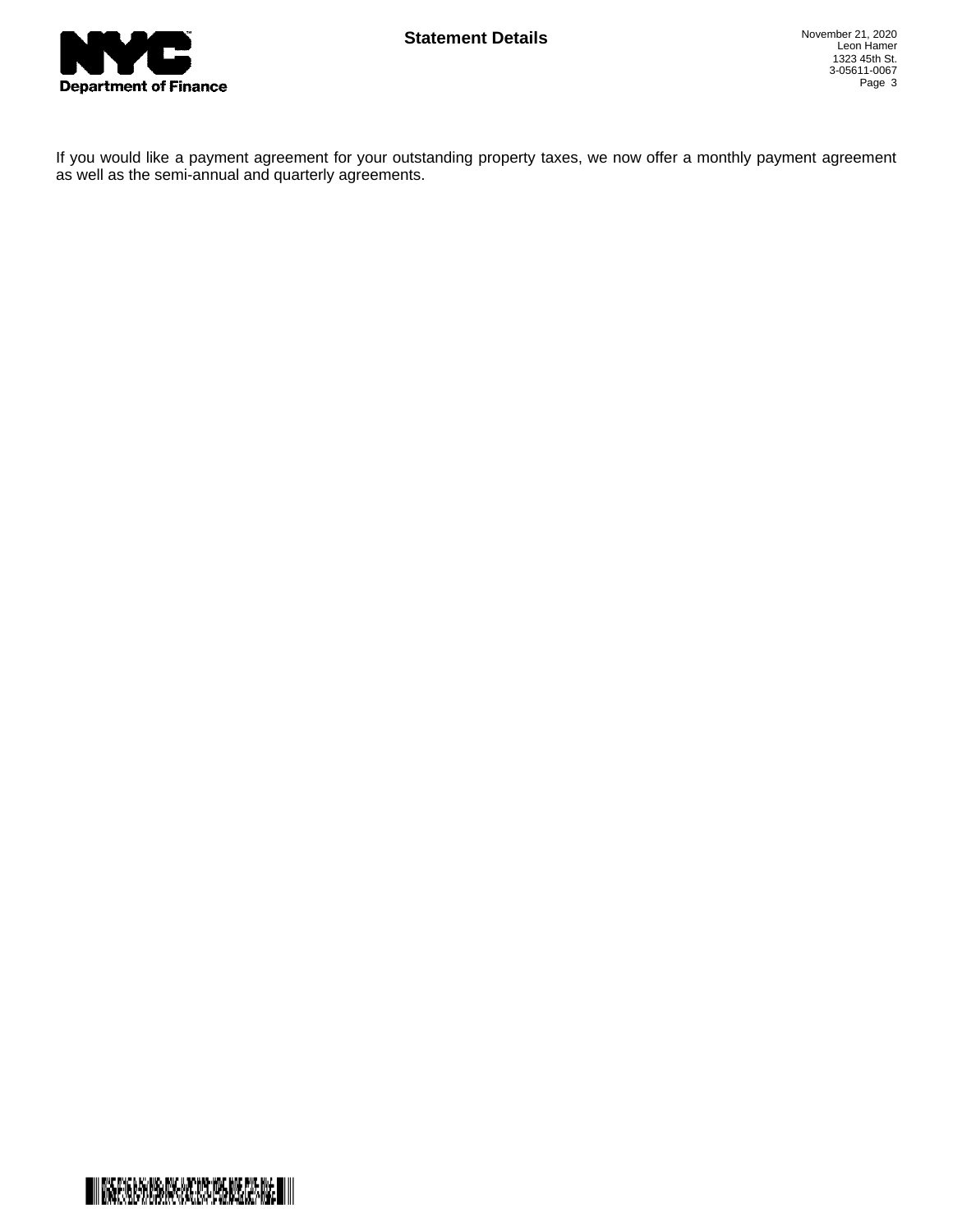If you would like a payment agreement for your outstanding property taxes, we now offer a monthly payment agreement as well as the semi-annual and quarterly agreements.